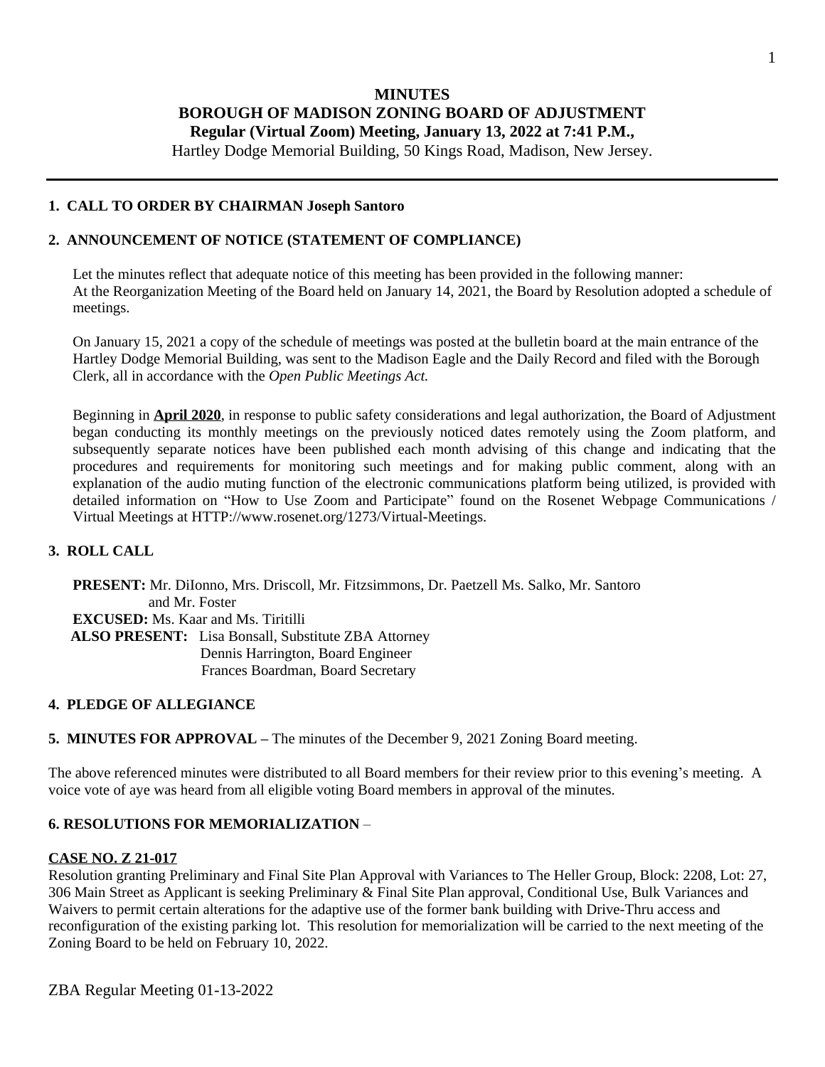**MINUTES**
**BOROUGH OF MADISON ZONING BOARD OF ADJUSTMENT**
**Regular (Virtual Zoom) Meeting, January 13, 2022 at 7:41 P.M.,**
Hartley Dodge Memorial Building, 50 Kings Road, Madison, New Jersey.

---

**1. CALL TO ORDER BY CHAIRMAN Joseph Santoro**

**2. ANNOUNCEMENT OF NOTICE (STATEMENT OF COMPLIANCE)**

Let the minutes reflect that adequate notice of this meeting has been provided in the following manner:
At the Reorganization Meeting of the Board held on January 14, 2021, the Board by Resolution adopted a schedule of meetings.

On January 15, 2021 a copy of the schedule of meetings was posted at the bulletin board at the main entrance of the Hartley Dodge Memorial Building, was sent to the Madison Eagle and the Daily Record and filed with the Borough Clerk, all in accordance with the *Open Public Meetings Act.*

Beginning in **April 2020**, in response to public safety considerations and legal authorization, the Board of Adjustment began conducting its monthly meetings on the previously noticed dates remotely using the Zoom platform, and subsequently separate notices have been published each month advising of this change and indicating that the procedures and requirements for monitoring such meetings and for making public comment, along with an explanation of the audio muting function of the electronic communications platform being utilized, is provided with detailed information on "How to Use Zoom and Participate" found on the Rosenet Webpage Communications / Virtual Meetings at HTTP://www.rosenet.org/1273/Virtual-Meetings.

**3. ROLL CALL**

**PRESENT:** Mr. DiIonno, Mrs. Driscoll, Mr. Fitzsimmons, Dr. Paetzell Ms. Salko, Mr. Santoro and Mr. Foster
**EXCUSED:** Ms. Kaar and Ms. Tiritilli
**ALSO PRESENT:** Lisa Bonsall, Substitute ZBA Attorney
Dennis Harrington, Board Engineer
Frances Boardman, Board Secretary

**4. PLEDGE OF ALLEGIANCE**

**5. MINUTES FOR APPROVAL –** The minutes of the December 9, 2021 Zoning Board meeting.

The above referenced minutes were distributed to all Board members for their review prior to this evening's meeting. A voice vote of aye was heard from all eligible voting Board members in approval of the minutes.

**6. RESOLUTIONS FOR MEMORIALIZATION** –

**CASE NO. Z 21-017**
Resolution granting Preliminary and Final Site Plan Approval with Variances to The Heller Group, Block: 2208, Lot: 27, 306 Main Street as Applicant is seeking Preliminary & Final Site Plan approval, Conditional Use, Bulk Variances and Waivers to permit certain alterations for the adaptive use of the former bank building with Drive-Thru access and reconfiguration of the existing parking lot. This resolution for memorialization will be carried to the next meeting of the Zoning Board to be held on February 10, 2022.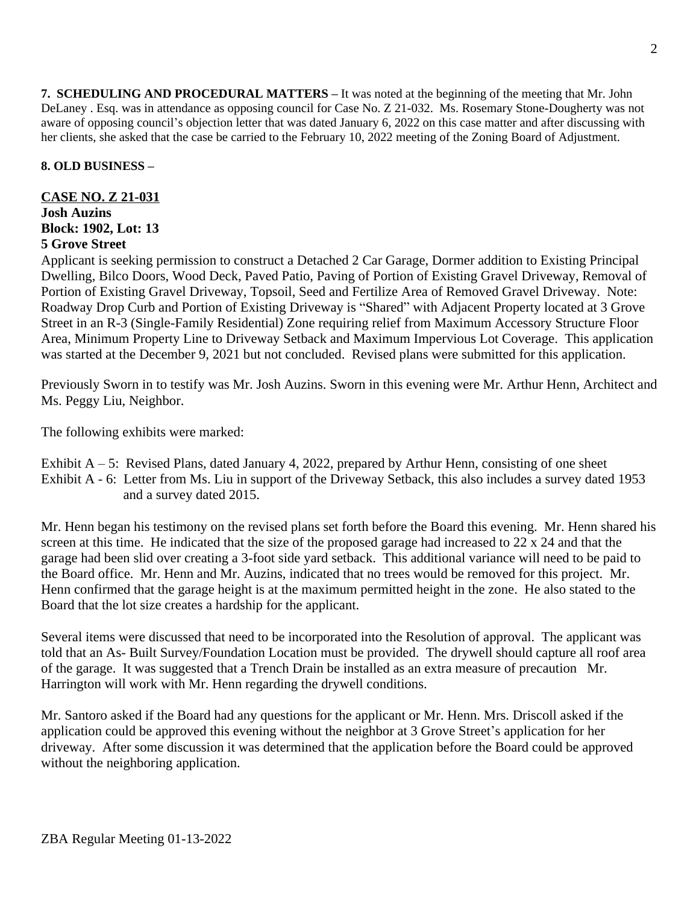**7. SCHEDULING AND PROCEDURAL MATTERS –** It was noted at the beginning of the meeting that Mr. John DeLaney . Esq. was in attendance as opposing council for Case No. Z 21-032. Ms. Rosemary Stone-Dougherty was not aware of opposing council's objection letter that was dated January 6, 2022 on this case matter and after discussing with her clients, she asked that the case be carried to the February 10, 2022 meeting of the Zoning Board of Adjustment.

**8. OLD BUSINESS –**

**CASE NO. Z 21-031**
**Josh Auzins**
**Block: 1902, Lot: 13**
**5 Grove Street**

Applicant is seeking permission to construct a Detached 2 Car Garage, Dormer addition to Existing Principal Dwelling, Bilco Doors, Wood Deck, Paved Patio, Paving of Portion of Existing Gravel Driveway, Removal of Portion of Existing Gravel Driveway, Topsoil, Seed and Fertilize Area of Removed Gravel Driveway. Note: Roadway Drop Curb and Portion of Existing Driveway is "Shared" with Adjacent Property located at 3 Grove Street in an R-3 (Single-Family Residential) Zone requiring relief from Maximum Accessory Structure Floor Area, Minimum Property Line to Driveway Setback and Maximum Impervious Lot Coverage. This application was started at the December 9, 2021 but not concluded. Revised plans were submitted for this application.

Previously Sworn in to testify was Mr. Josh Auzins. Sworn in this evening were Mr. Arthur Henn, Architect and Ms. Peggy Liu, Neighbor.

The following exhibits were marked:

Exhibit A – 5: Revised Plans, dated January 4, 2022, prepared by Arthur Henn, consisting of one sheet
Exhibit A - 6: Letter from Ms. Liu in support of the Driveway Setback, this also includes a survey dated 1953 and a survey dated 2015.

Mr. Henn began his testimony on the revised plans set forth before the Board this evening. Mr. Henn shared his screen at this time. He indicated that the size of the proposed garage had increased to 22 x 24 and that the garage had been slid over creating a 3-foot side yard setback. This additional variance will need to be paid to the Board office. Mr. Henn and Mr. Auzins, indicated that no trees would be removed for this project. Mr. Henn confirmed that the garage height is at the maximum permitted height in the zone. He also stated to the Board that the lot size creates a hardship for the applicant.

Several items were discussed that need to be incorporated into the Resolution of approval. The applicant was told that an As- Built Survey/Foundation Location must be provided. The drywell should capture all roof area of the garage. It was suggested that a Trench Drain be installed as an extra measure of precaution Mr. Harrington will work with Mr. Henn regarding the drywell conditions.

Mr. Santoro asked if the Board had any questions for the applicant or Mr. Henn. Mrs. Driscoll asked if the application could be approved this evening without the neighbor at 3 Grove Street's application for her driveway. After some discussion it was determined that the application before the Board could be approved without the neighboring application.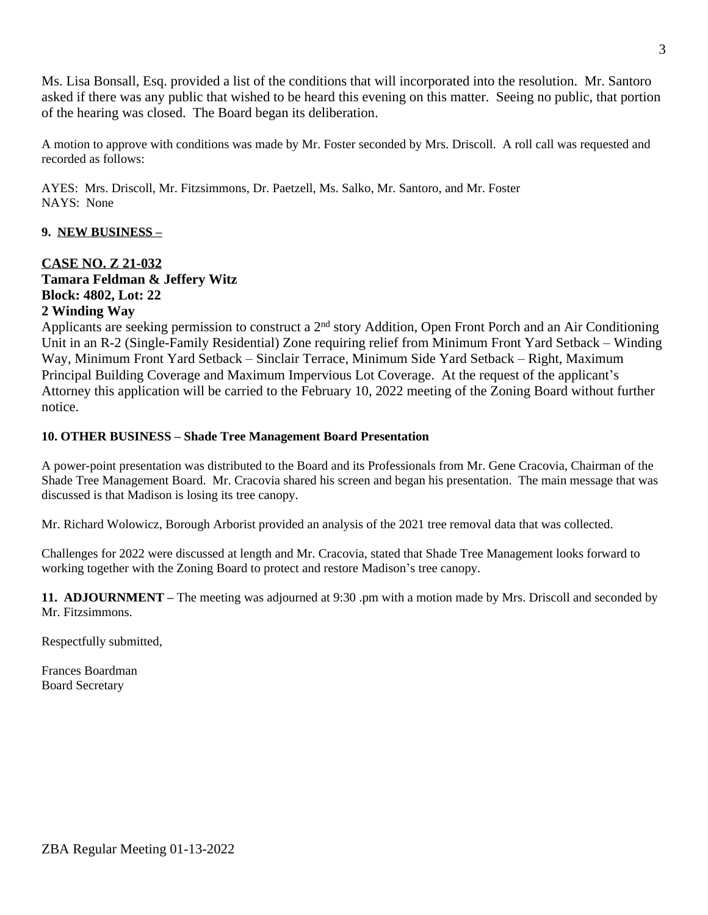Ms. Lisa Bonsall, Esq. provided a list of the conditions that will incorporated into the resolution. Mr. Santoro asked if there was any public that wished to be heard this evening on this matter. Seeing no public, that portion of the hearing was closed. The Board began its deliberation.

A motion to approve with conditions was made by Mr. Foster seconded by Mrs. Driscoll. A roll call was requested and recorded as follows:

AYES: Mrs. Driscoll, Mr. Fitzsimmons, Dr. Paetzell, Ms. Salko, Mr. Santoro, and Mr. Foster
NAYS: None

**9. NEW BUSINESS –**

**CASE NO. Z 21-032**
**Tamara Feldman & Jeffery Witz**
**Block: 4802, Lot: 22**
**2 Winding Way**

Applicants are seeking permission to construct a 2nd story Addition, Open Front Porch and an Air Conditioning Unit in an R-2 (Single-Family Residential) Zone requiring relief from Minimum Front Yard Setback – Winding Way, Minimum Front Yard Setback – Sinclair Terrace, Minimum Side Yard Setback – Right, Maximum Principal Building Coverage and Maximum Impervious Lot Coverage. At the request of the applicant's Attorney this application will be carried to the February 10, 2022 meeting of the Zoning Board without further notice.

**10. OTHER BUSINESS – Shade Tree Management Board Presentation**

A power-point presentation was distributed to the Board and its Professionals from Mr. Gene Cracovia, Chairman of the Shade Tree Management Board. Mr. Cracovia shared his screen and began his presentation. The main message that was discussed is that Madison is losing its tree canopy.

Mr. Richard Wolowicz, Borough Arborist provided an analysis of the 2021 tree removal data that was collected.

Challenges for 2022 were discussed at length and Mr. Cracovia, stated that Shade Tree Management looks forward to working together with the Zoning Board to protect and restore Madison's tree canopy.

**11. ADJOURNMENT –** The meeting was adjourned at 9:30 .pm with a motion made by Mrs. Driscoll and seconded by Mr. Fitzsimmons.

Respectfully submitted,

Frances Boardman
Board Secretary